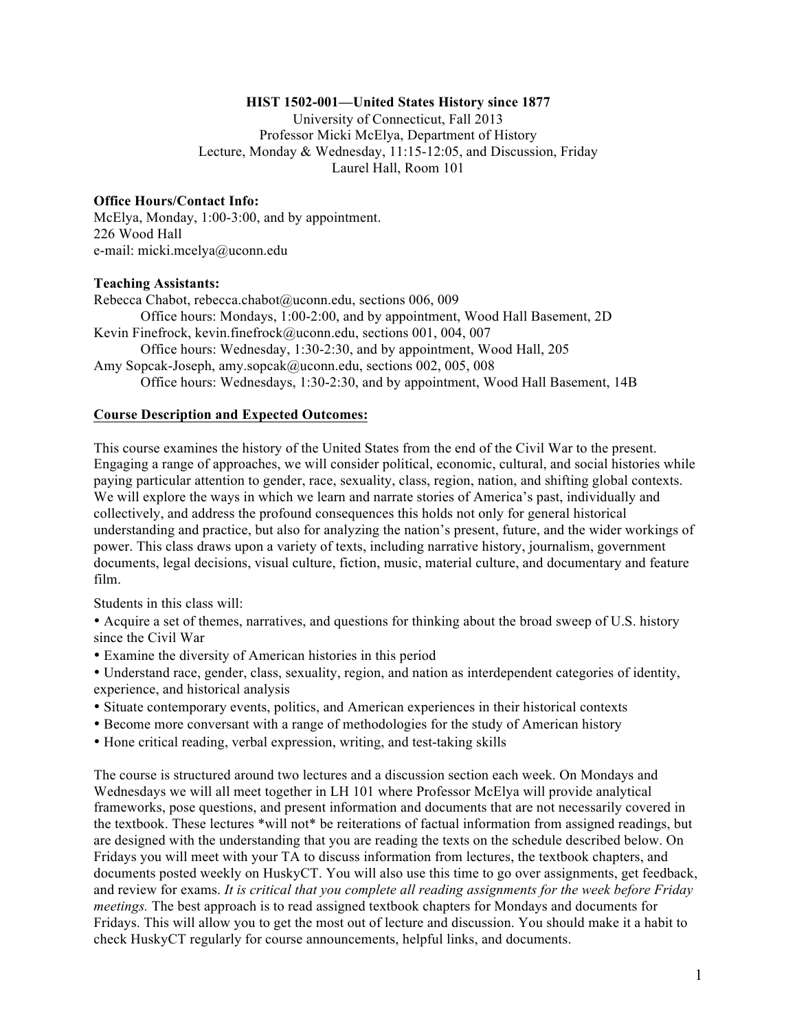# HIST 1502-001—United States History since 1877

University of Connecticut, Fall 2013
Professor Micki McElya, Department of History
Lecture, Monday & Wednesday, 11:15-12:05, and Discussion, Friday
Laurel Hall, Room 101

**Office Hours/Contact Info:**
McElya, Monday, 1:00-3:00, and by appointment.
226 Wood Hall
e-mail: micki.mcelya@uconn.edu

**Teaching Assistants:**
Rebecca Chabot, rebecca.chabot@uconn.edu, sections 006, 009
Office hours: Mondays, 1:00-2:00, and by appointment, Wood Hall Basement, 2D
Kevin Finefrock, kevin.finefrock@uconn.edu, sections 001, 004, 007
Office hours: Wednesday, 1:30-2:30, and by appointment, Wood Hall, 205
Amy Sopcak-Joseph, amy.sopcak@uconn.edu, sections 002, 005, 008
Office hours: Wednesdays, 1:30-2:30, and by appointment, Wood Hall Basement, 14B

## Course Description and Expected Outcomes:

This course examines the history of the United States from the end of the Civil War to the present. Engaging a range of approaches, we will consider political, economic, cultural, and social histories while paying particular attention to gender, race, sexuality, class, region, nation, and shifting global contexts. We will explore the ways in which we learn and narrate stories of America's past, individually and collectively, and address the profound consequences this holds not only for general historical understanding and practice, but also for analyzing the nation's present, future, and the wider workings of power. This class draws upon a variety of texts, including narrative history, journalism, government documents, legal decisions, visual culture, fiction, music, material culture, and documentary and feature film.

Students in this class will:

- Acquire a set of themes, narratives, and questions for thinking about the broad sweep of U.S. history since the Civil War
- Examine the diversity of American histories in this period
- Understand race, gender, class, sexuality, region, and nation as interdependent categories of identity, experience, and historical analysis
- Situate contemporary events, politics, and American experiences in their historical contexts
- Become more conversant with a range of methodologies for the study of American history
- Hone critical reading, verbal expression, writing, and test-taking skills

The course is structured around two lectures and a discussion section each week. On Mondays and Wednesdays we will all meet together in LH 101 where Professor McElya will provide analytical frameworks, pose questions, and present information and documents that are not necessarily covered in the textbook. These lectures *will not* be reiterations of factual information from assigned readings, but are designed with the understanding that you are reading the texts on the schedule described below. On Fridays you will meet with your TA to discuss information from lectures, the textbook chapters, and documents posted weekly on HuskyCT. You will also use this time to go over assignments, get feedback, and review for exams. *It is critical that you complete all reading assignments for the week before Friday meetings.* The best approach is to read assigned textbook chapters for Mondays and documents for Fridays. This will allow you to get the most out of lecture and discussion. You should make it a habit to check HuskyCT regularly for course announcements, helpful links, and documents.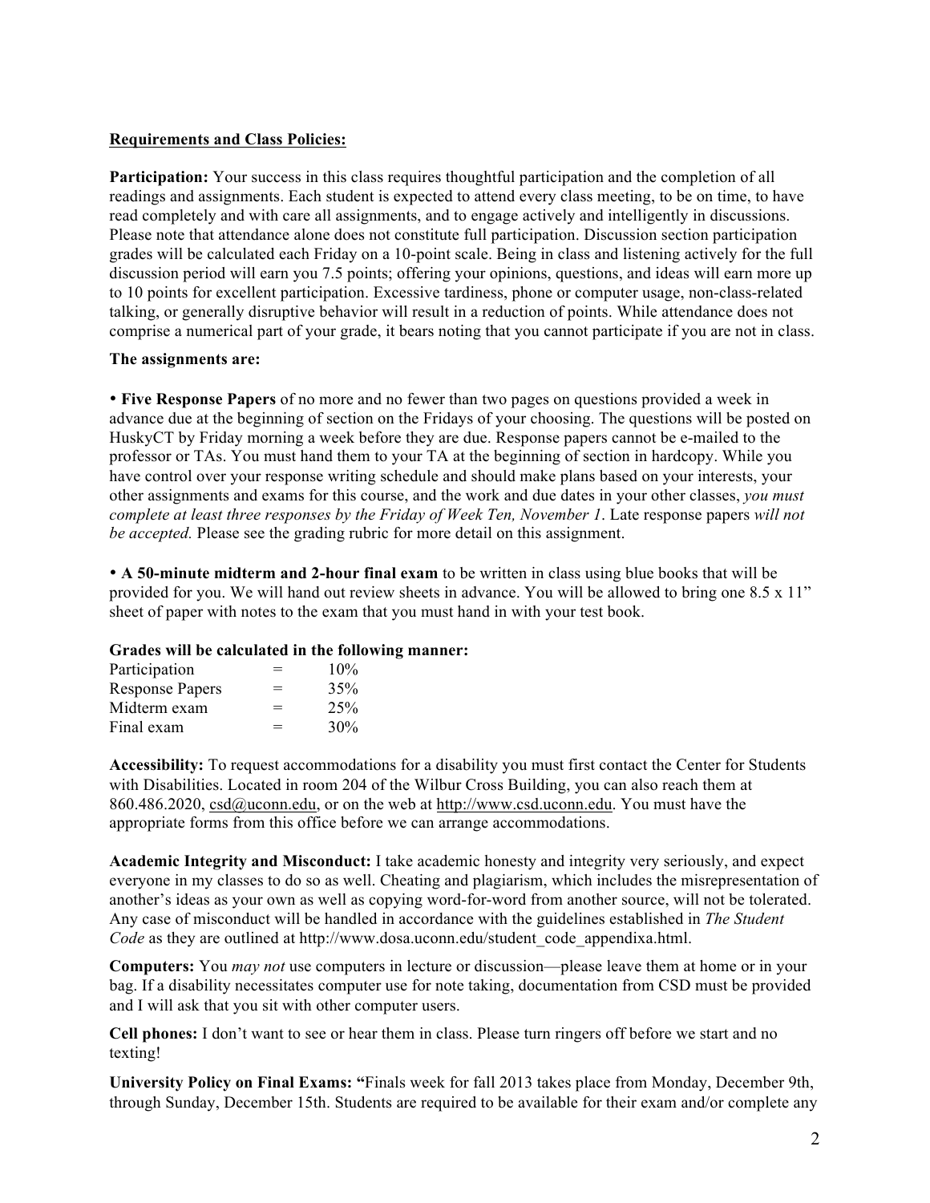**Requirements and Class Policies:**

**Participation:** Your success in this class requires thoughtful participation and the completion of all readings and assignments. Each student is expected to attend every class meeting, to be on time, to have read completely and with care all assignments, and to engage actively and intelligently in discussions. Please note that attendance alone does not constitute full participation. Discussion section participation grades will be calculated each Friday on a 10-point scale. Being in class and listening actively for the full discussion period will earn you 7.5 points; offering your opinions, questions, and ideas will earn more up to 10 points for excellent participation. Excessive tardiness, phone or computer usage, non-class-related talking, or generally disruptive behavior will result in a reduction of points. While attendance does not comprise a numerical part of your grade, it bears noting that you cannot participate if you are not in class.

**The assignments are:**

- **Five Response Papers** of no more and no fewer than two pages on questions provided a week in advance due at the beginning of section on the Fridays of your choosing. The questions will be posted on HuskyCT by Friday morning a week before they are due. Response papers cannot be e-mailed to the professor or TAs. You must hand them to your TA at the beginning of section in hardcopy. While you have control over your response writing schedule and should make plans based on your interests, your other assignments and exams for this course, and the work and due dates in your other classes, *you must complete at least three responses by the Friday of Week Ten, November 1*. Late response papers *will not be accepted.* Please see the grading rubric for more detail on this assignment.

- **A 50-minute midterm and 2-hour final exam** to be written in class using blue books that will be provided for you. We will hand out review sheets in advance. You will be allowed to bring one 8.5 x 11" sheet of paper with notes to the exam that you must hand in with your test book.

**Grades will be calculated in the following manner:**

| | | |
|---|---|---|
| Participation | = | 10% |
| Response Papers | = | 35% |
| Midterm exam | = | 25% |
| Final exam | = | 30% |

**Accessibility:** To request accommodations for a disability you must first contact the Center for Students with Disabilities. Located in room 204 of the Wilbur Cross Building, you can also reach them at 860.486.2020, csd@uconn.edu, or on the web at http://www.csd.uconn.edu. You must have the appropriate forms from this office before we can arrange accommodations.

**Academic Integrity and Misconduct:** I take academic honesty and integrity very seriously, and expect everyone in my classes to do so as well. Cheating and plagiarism, which includes the misrepresentation of another's ideas as your own as well as copying word-for-word from another source, will not be tolerated. Any case of misconduct will be handled in accordance with the guidelines established in *The Student Code* as they are outlined at http://www.dosa.uconn.edu/student_code_appendixa.html.

**Computers:** You *may not* use computers in lecture or discussion—please leave them at home or in your bag. If a disability necessitates computer use for note taking, documentation from CSD must be provided and I will ask that you sit with other computer users.

**Cell phones:** I don't want to see or hear them in class. Please turn ringers off before we start and no texting!

**University Policy on Final Exams: "**Finals week for fall 2013 takes place from Monday, December 9th, through Sunday, December 15th. Students are required to be available for their exam and/or complete any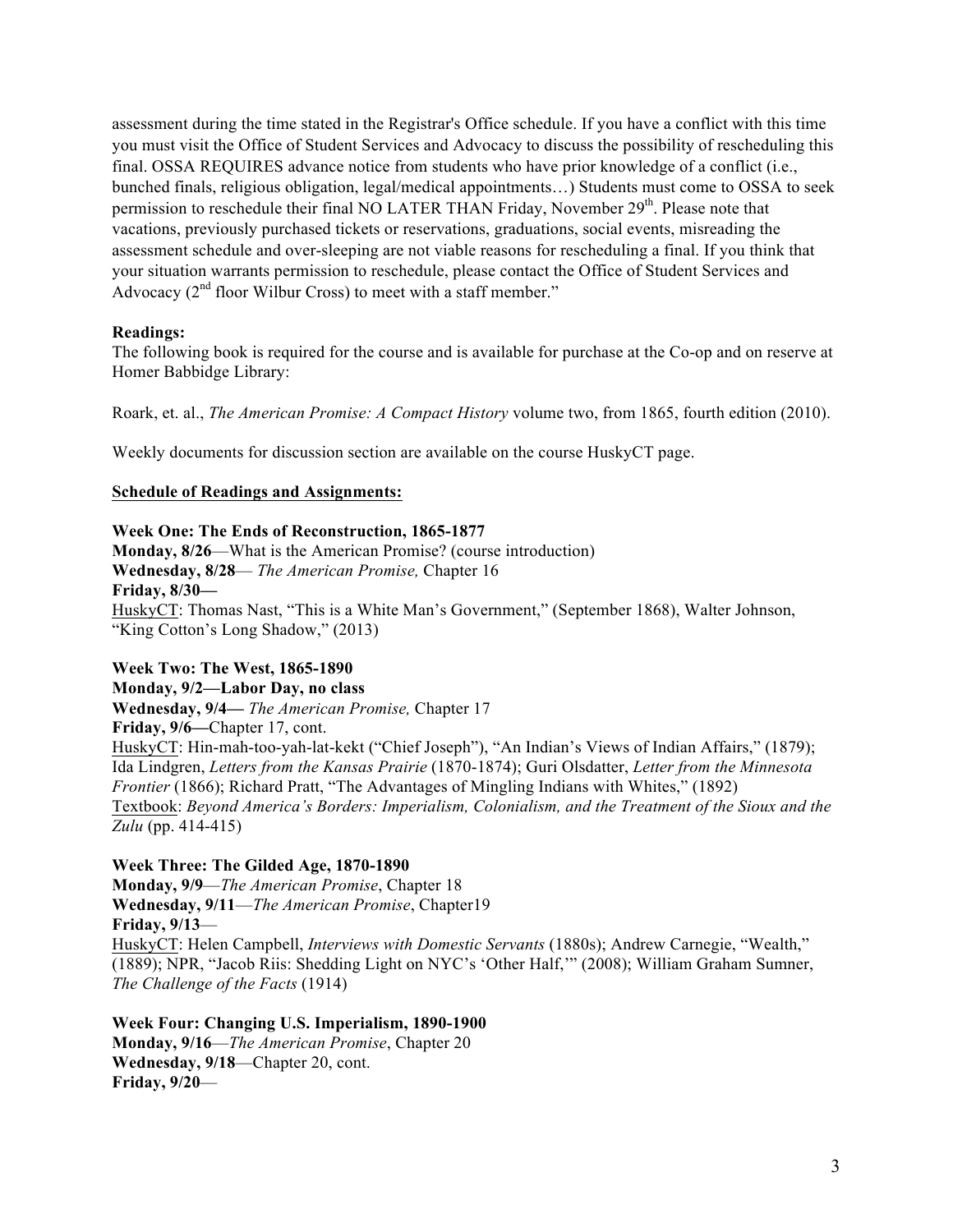assessment during the time stated in the Registrar's Office schedule. If you have a conflict with this time you must visit the Office of Student Services and Advocacy to discuss the possibility of rescheduling this final. OSSA REQUIRES advance notice from students who have prior knowledge of a conflict (i.e., bunched finals, religious obligation, legal/medical appointments…) Students must come to OSSA to seek permission to reschedule their final NO LATER THAN Friday, November 29th. Please note that vacations, previously purchased tickets or reservations, graduations, social events, misreading the assessment schedule and over-sleeping are not viable reasons for rescheduling a final. If you think that your situation warrants permission to reschedule, please contact the Office of Student Services and Advocacy (2nd floor Wilbur Cross) to meet with a staff member."

**Readings:**

The following book is required for the course and is available for purchase at the Co-op and on reserve at Homer Babbidge Library:

Roark, et. al., *The American Promise: A Compact History* volume two, from 1865, fourth edition (2010).

Weekly documents for discussion section are available on the course HuskyCT page.

**Schedule of Readings and Assignments:**

**Week One: The Ends of Reconstruction, 1865-1877**
**Monday, 8/26**—What is the American Promise? (course introduction)
**Wednesday, 8/28**— *The American Promise,* Chapter 16
**Friday, 8/30—**
HuskyCT: Thomas Nast, "This is a White Man's Government," (September 1868), Walter Johnson, "King Cotton's Long Shadow," (2013)

**Week Two: The West, 1865-1890**
**Monday, 9/2—Labor Day, no class**
**Wednesday, 9/4—** *The American Promise,* Chapter 17
**Friday, 9/6—**Chapter 17, cont.
HuskyCT: Hin-mah-too-yah-lat-kekt ("Chief Joseph"), "An Indian's Views of Indian Affairs," (1879); Ida Lindgren, *Letters from the Kansas Prairie* (1870-1874); Guri Olsdatter, *Letter from the Minnesota Frontier* (1866); Richard Pratt, "The Advantages of Mingling Indians with Whites," (1892)
Textbook: *Beyond America's Borders: Imperialism, Colonialism, and the Treatment of the Sioux and the Zulu* (pp. 414-415)

**Week Three: The Gilded Age, 1870-1890**
**Monday, 9/9**—*The American Promise*, Chapter 18
**Wednesday, 9/11**—*The American Promise*, Chapter19
**Friday, 9/13**—
HuskyCT: Helen Campbell, *Interviews with Domestic Servants* (1880s); Andrew Carnegie, "Wealth," (1889); NPR, "Jacob Riis: Shedding Light on NYC's 'Other Half,'" (2008); William Graham Sumner, *The Challenge of the Facts* (1914)

**Week Four: Changing U.S. Imperialism, 1890-1900**
**Monday, 9/16**—*The American Promise*, Chapter 20
**Wednesday, 9/18**—Chapter 20, cont.
**Friday, 9/20**—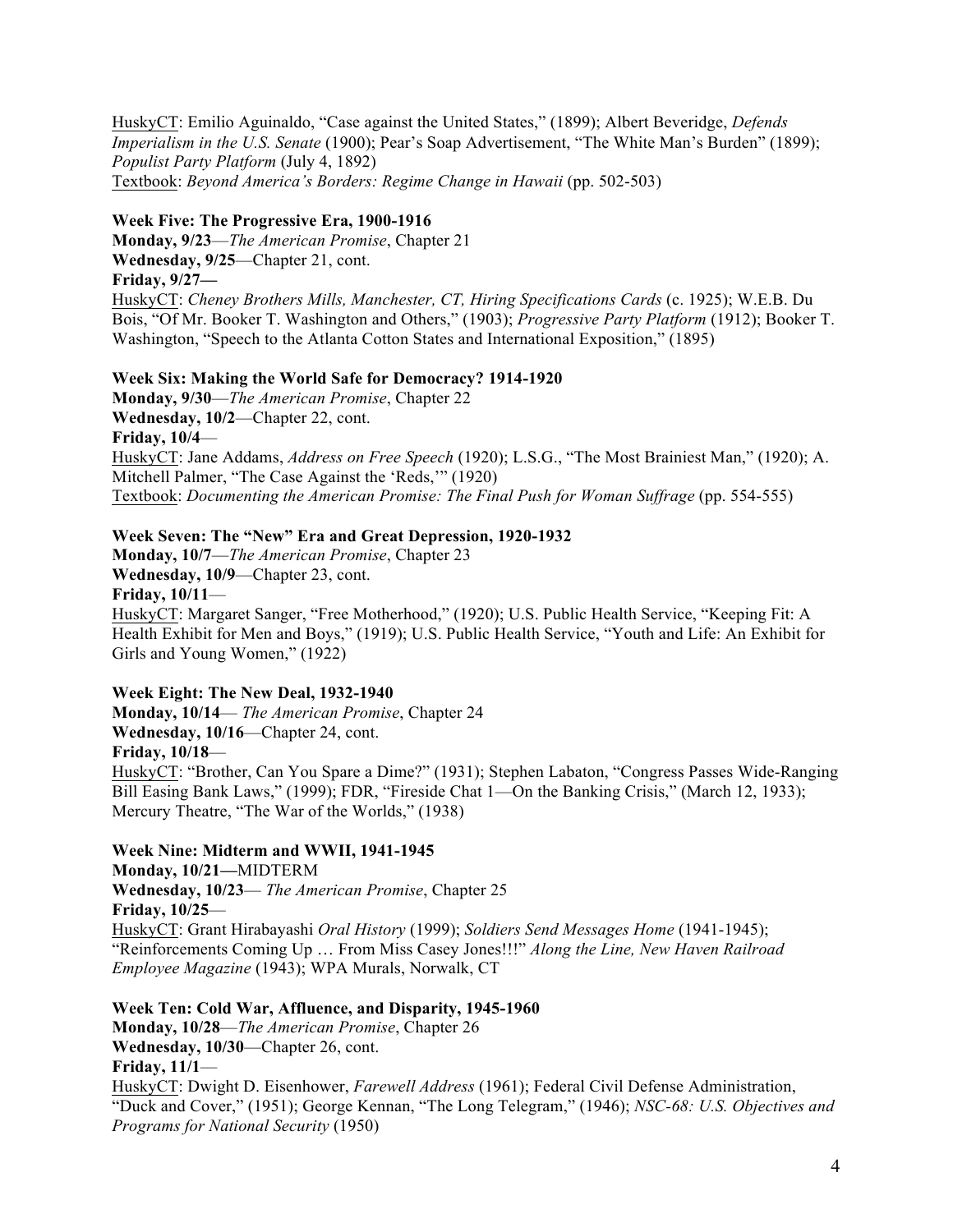<u>HuskyCT</u>: Emilio Aguinaldo, "Case against the United States," (1899); Albert Beveridge, *Defends Imperialism in the U.S. Senate* (1900); Pear's Soap Advertisement, "The White Man's Burden" (1899); *Populist Party Platform* (July 4, 1892)
<u>Textbook</u>: *Beyond America's Borders: Regime Change in Hawaii* (pp. 502-503)

**Week Five: The Progressive Era, 1900-1916**
**Monday, 9/23**—*The American Promise*, Chapter 21
**Wednesday, 9/25**—Chapter 21, cont.
**Friday, 9/27—**
<u>HuskyCT</u>: *Cheney Brothers Mills, Manchester, CT, Hiring Specifications Cards* (c. 1925); W.E.B. Du Bois, "Of Mr. Booker T. Washington and Others," (1903); *Progressive Party Platform* (1912); Booker T. Washington, "Speech to the Atlanta Cotton States and International Exposition," (1895)

**Week Six: Making the World Safe for Democracy? 1914-1920**
**Monday, 9/30**—*The American Promise*, Chapter 22
**Wednesday, 10/2**—Chapter 22, cont.
**Friday, 10/4**—
<u>HuskyCT</u>: Jane Addams, *Address on Free Speech* (1920); L.S.G., "The Most Brainiest Man," (1920); A. Mitchell Palmer, "The Case Against the 'Reds,'" (1920)
<u>Textbook</u>: *Documenting the American Promise: The Final Push for Woman Suffrage* (pp. 554-555)

**Week Seven: The "New" Era and Great Depression, 1920-1932**
**Monday, 10/7**—*The American Promise*, Chapter 23
**Wednesday, 10/9**—Chapter 23, cont.
**Friday, 10/11**—
<u>HuskyCT</u>: Margaret Sanger, "Free Motherhood," (1920); U.S. Public Health Service, "Keeping Fit: A Health Exhibit for Men and Boys," (1919); U.S. Public Health Service, "Youth and Life: An Exhibit for Girls and Young Women," (1922)

**Week Eight: The New Deal, 1932-1940**
**Monday, 10/14**— *The American Promise*, Chapter 24
**Wednesday, 10/16**—Chapter 24, cont.
**Friday, 10/18**—
<u>HuskyCT</u>: "Brother, Can You Spare a Dime?" (1931); Stephen Labaton, "Congress Passes Wide-Ranging Bill Easing Bank Laws," (1999); FDR, "Fireside Chat 1—On the Banking Crisis," (March 12, 1933); Mercury Theatre, "The War of the Worlds," (1938)

**Week Nine: Midterm and WWII, 1941-1945**
**Monday, 10/21—**MIDTERM
**Wednesday, 10/23**— *The American Promise*, Chapter 25
**Friday, 10/25**—
<u>HuskyCT</u>: Grant Hirabayashi *Oral History* (1999); *Soldiers Send Messages Home* (1941-1945); "Reinforcements Coming Up … From Miss Casey Jones!!!" *Along the Line, New Haven Railroad Employee Magazine* (1943); WPA Murals, Norwalk, CT

**Week Ten: Cold War, Affluence, and Disparity, 1945-1960**
**Monday, 10/28**—*The American Promise*, Chapter 26
**Wednesday, 10/30**—Chapter 26, cont.
**Friday, 11/1**—
<u>HuskyCT</u>: Dwight D. Eisenhower, *Farewell Address* (1961); Federal Civil Defense Administration, "Duck and Cover," (1951); George Kennan, "The Long Telegram," (1946); *NSC-68: U.S. Objectives and Programs for National Security* (1950)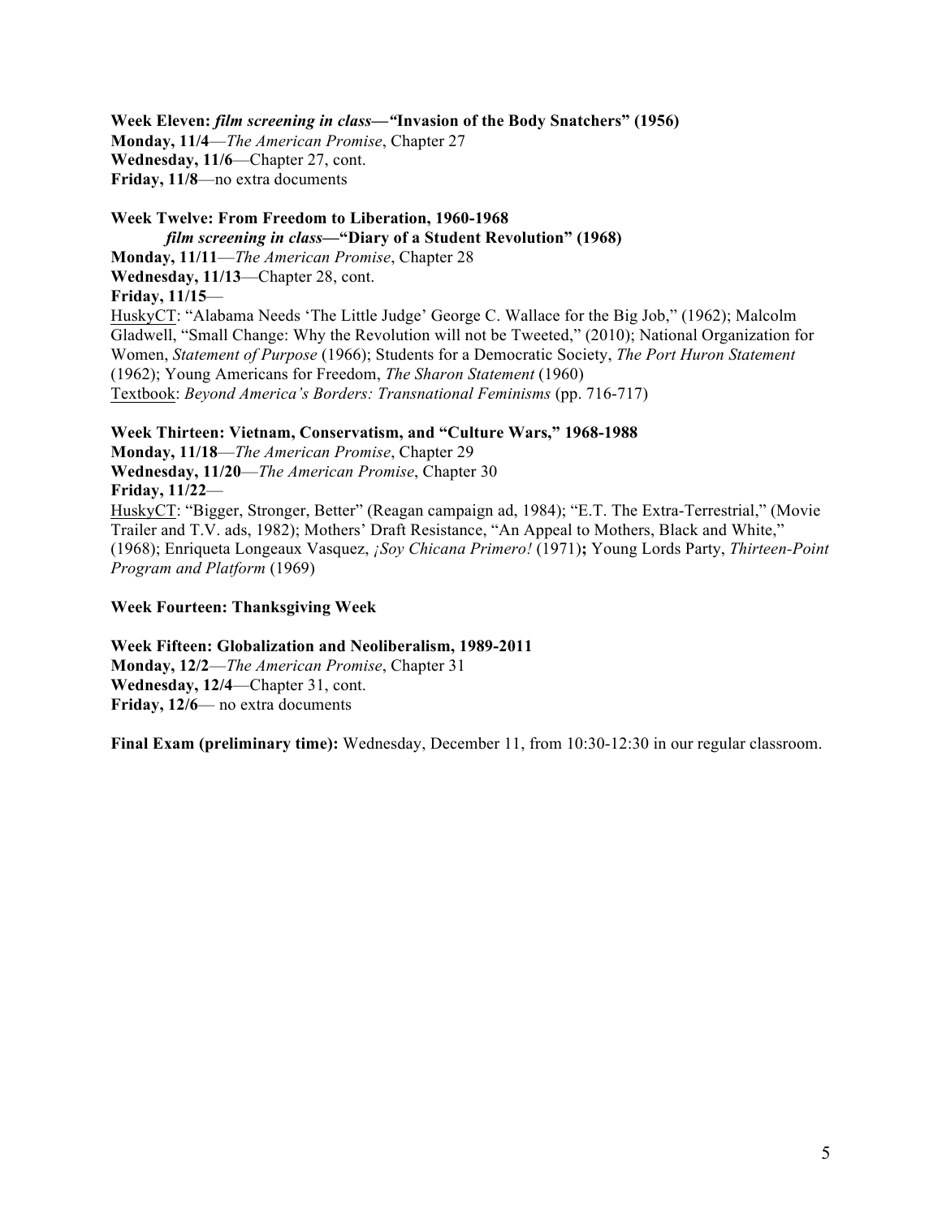**Week Eleven:** ***film screening in class—*"Invasion of the Body Snatchers" (1956)**
**Monday, 11/4**—*The American Promise*, Chapter 27
**Wednesday, 11/6**—Chapter 27, cont.
**Friday, 11/8**—no extra documents

**Week Twelve: From Freedom to Liberation, 1960-1968**
***film screening in class*—"Diary of a Student Revolution" (1968)**
**Monday, 11/11**—*The American Promise*, Chapter 28
**Wednesday, 11/13**—Chapter 28, cont.
**Friday, 11/15**—
HuskyCT: "Alabama Needs 'The Little Judge' George C. Wallace for the Big Job," (1962); Malcolm Gladwell, "Small Change: Why the Revolution will not be Tweeted," (2010); National Organization for Women, *Statement of Purpose* (1966); Students for a Democratic Society, *The Port Huron Statement* (1962); Young Americans for Freedom, *The Sharon Statement* (1960)
Textbook: *Beyond America's Borders: Transnational Feminisms* (pp. 716-717)

**Week Thirteen: Vietnam, Conservatism, and "Culture Wars," 1968-1988**
**Monday, 11/18**—*The American Promise*, Chapter 29
**Wednesday, 11/20**—*The American Promise*, Chapter 30
**Friday, 11/22**—
HuskyCT: "Bigger, Stronger, Better" (Reagan campaign ad, 1984); "E.T. The Extra-Terrestrial," (Movie Trailer and T.V. ads, 1982); Mothers' Draft Resistance, "An Appeal to Mothers, Black and White," (1968); Enriqueta Longeaux Vasquez, *¡Soy Chicana Primero!* (1971)**;** Young Lords Party, *Thirteen-Point Program and Platform* (1969)

**Week Fourteen: Thanksgiving Week**

**Week Fifteen: Globalization and Neoliberalism, 1989-2011**
**Monday, 12/2**—*The American Promise*, Chapter 31
**Wednesday, 12/4**—Chapter 31, cont.
**Friday, 12/6**— no extra documents

**Final Exam (preliminary time):** Wednesday, December 11, from 10:30-12:30 in our regular classroom.